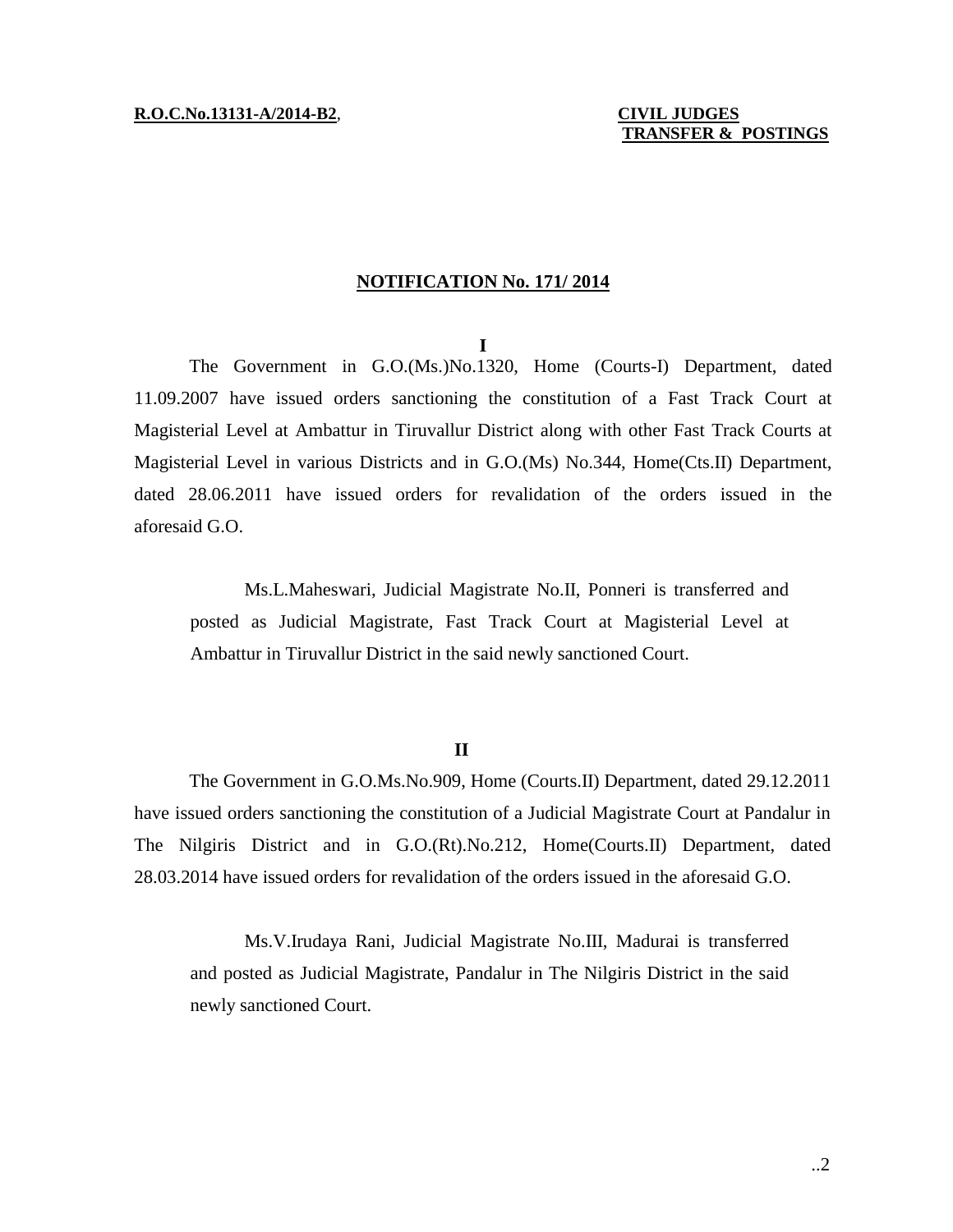**R.O.C.No.13131-A/2014-B2**, **CIVIL JUDGES TRANSFER & POSTINGS**

## NOTIFICATION No. 171/ 2014

**I**

The Government in G.O.(Ms.)No.1320, Home (Courts-I) Department, dated 11.09.2007 have issued orders sanctioning the constitution of a Fast Track Court at Magisterial Level at Ambattur in Tiruvallur District along with other Fast Track Courts at Magisterial Level in various Districts and in G.O.(Ms) No.344, Home(Cts.II) Department, dated 28.06.2011 have issued orders for revalidation of the orders issued in the aforesaid G.O.

> Ms.L.Maheswari, Judicial Magistrate No.II, Ponneri is transferred and posted as Judicial Magistrate, Fast Track Court at Magisterial Level at Ambattur in Tiruvallur District in the said newly sanctioned Court.

**II**

The Government in G.O.Ms.No.909, Home (Courts.II) Department, dated 29.12.2011 have issued orders sanctioning the constitution of a Judicial Magistrate Court at Pandalur in The Nilgiris District and in G.O.(Rt).No.212, Home(Courts.II) Department, dated 28.03.2014 have issued orders for revalidation of the orders issued in the aforesaid G.O.

> Ms.V.Irudaya Rani, Judicial Magistrate No.III, Madurai is transferred and posted as Judicial Magistrate, Pandalur in The Nilgiris District in the said newly sanctioned Court.

..2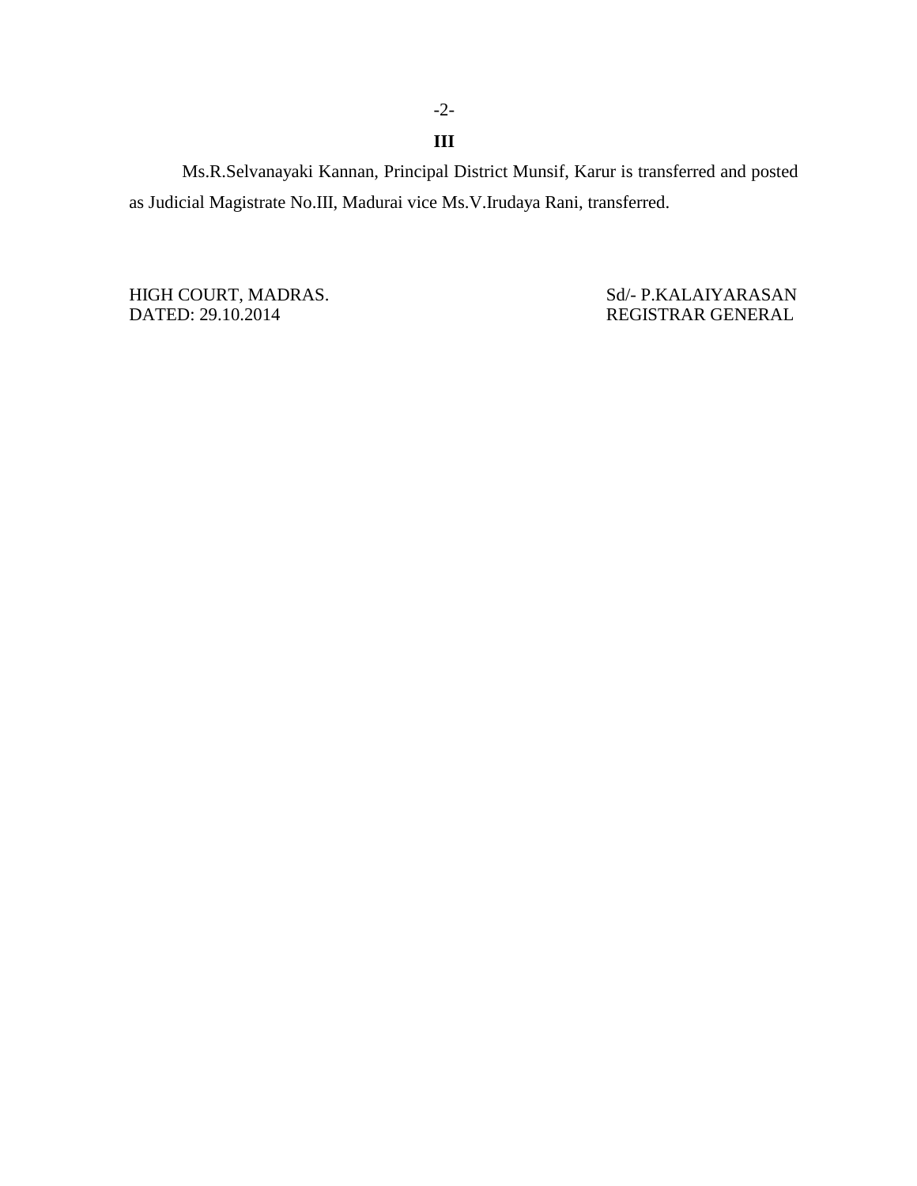**III**

Ms.R.Selvanayaki Kannan, Principal District Munsif, Karur is transferred and posted as Judicial Magistrate No.III, Madurai vice Ms.V.Irudaya Rani, transferred.

HIGH COURT, MADRAS.
DATED: 29.10.2014

Sd/- P.KALAIYARASAN
REGISTRAR GENERAL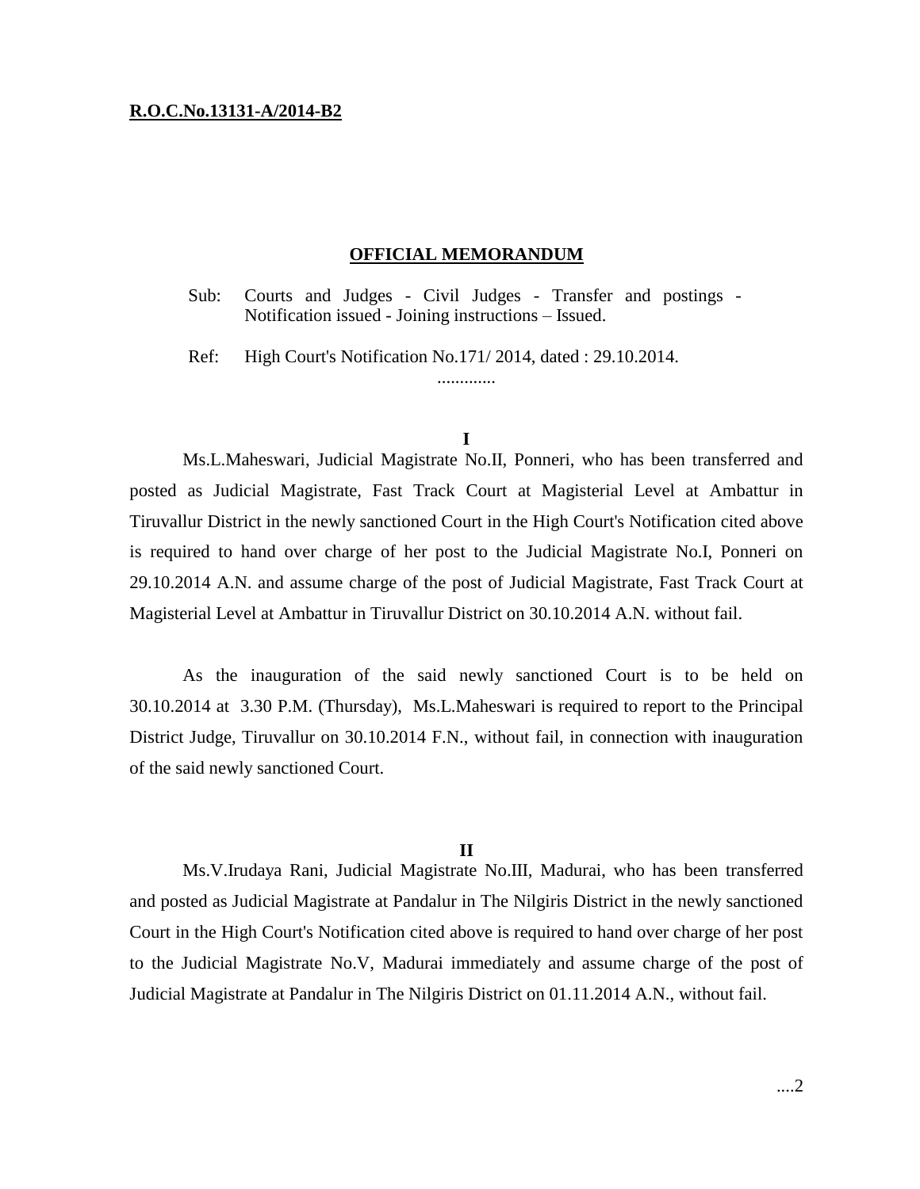**R.O.C.No.13131-A/2014-B2**

## OFFICIAL MEMORANDUM

Sub: Courts and Judges - Civil Judges - Transfer and postings - Notification issued - Joining instructions – Issued.

Ref: High Court's Notification No.171/ 2014, dated : 29.10.2014.

.............

**I**

Ms.L.Maheswari, Judicial Magistrate No.II, Ponneri, who has been transferred and posted as Judicial Magistrate, Fast Track Court at Magisterial Level at Ambattur in Tiruvallur District in the newly sanctioned Court in the High Court's Notification cited above is required to hand over charge of her post to the Judicial Magistrate No.I, Ponneri on 29.10.2014 A.N. and assume charge of the post of Judicial Magistrate, Fast Track Court at Magisterial Level at Ambattur in Tiruvallur District on 30.10.2014 A.N. without fail.

As the inauguration of the said newly sanctioned Court is to be held on 30.10.2014 at 3.30 P.M. (Thursday), Ms.L.Maheswari is required to report to the Principal District Judge, Tiruvallur on 30.10.2014 F.N., without fail, in connection with inauguration of the said newly sanctioned Court.

**II**

Ms.V.Irudaya Rani, Judicial Magistrate No.III, Madurai, who has been transferred and posted as Judicial Magistrate at Pandalur in The Nilgiris District in the newly sanctioned Court in the High Court's Notification cited above is required to hand over charge of her post to the Judicial Magistrate No.V, Madurai immediately and assume charge of the post of Judicial Magistrate at Pandalur in The Nilgiris District on 01.11.2014 A.N., without fail.

....2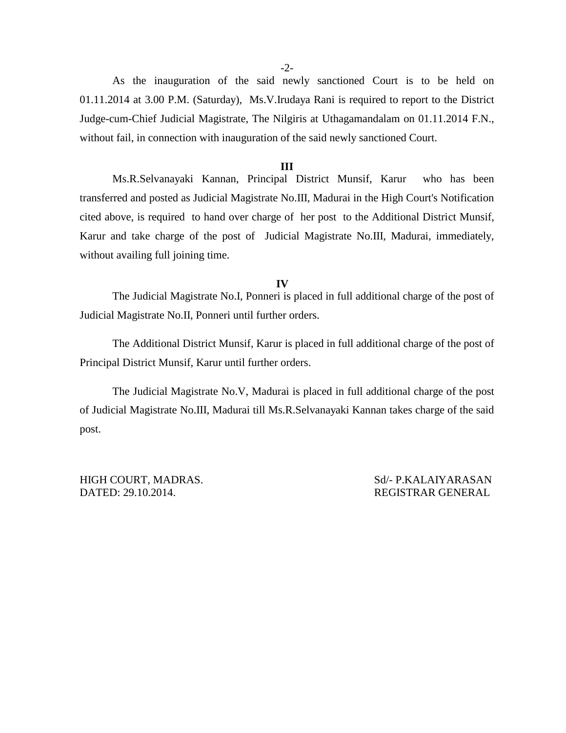As the inauguration of the said newly sanctioned Court is to be held on 01.11.2014 at 3.00 P.M. (Saturday), Ms.V.Irudaya Rani is required to report to the District Judge-cum-Chief Judicial Magistrate, The Nilgiris at Uthagamandalam on 01.11.2014 F.N., without fail, in connection with inauguration of the said newly sanctioned Court.

**III**

Ms.R.Selvanayaki Kannan, Principal District Munsif, Karur who has been transferred and posted as Judicial Magistrate No.III, Madurai in the High Court's Notification cited above, is required to hand over charge of her post to the Additional District Munsif, Karur and take charge of the post of Judicial Magistrate No.III, Madurai, immediately, without availing full joining time.

**IV**

The Judicial Magistrate No.I, Ponneri is placed in full additional charge of the post of Judicial Magistrate No.II, Ponneri until further orders.

The Additional District Munsif, Karur is placed in full additional charge of the post of Principal District Munsif, Karur until further orders.

The Judicial Magistrate No.V, Madurai is placed in full additional charge of the post of Judicial Magistrate No.III, Madurai till Ms.R.Selvanayaki Kannan takes charge of the said post.

HIGH COURT, MADRAS.
DATED: 29.10.2014.

Sd/- P.KALAIYARASAN
REGISTRAR GENERAL